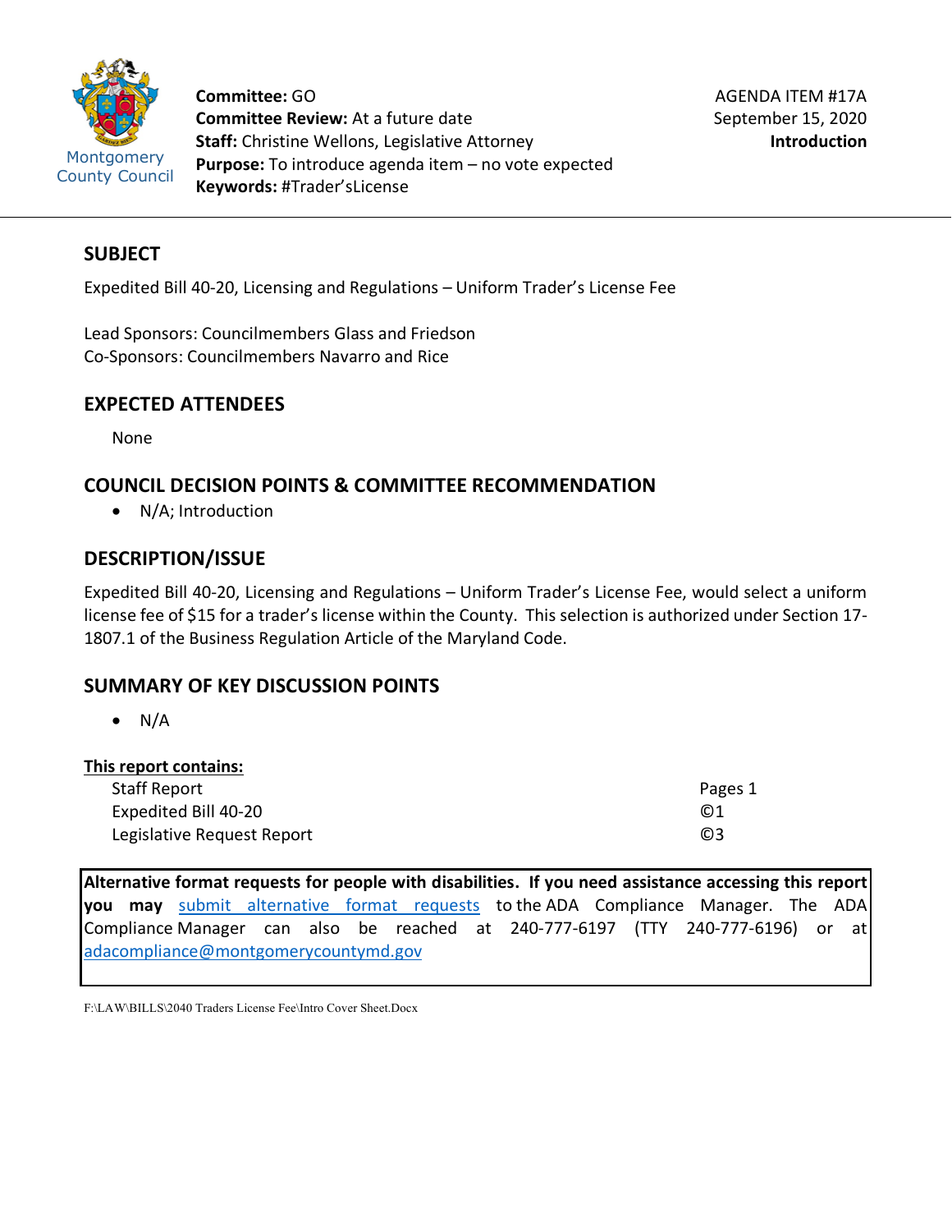Montgomery County Council

**Committee:** GO
**Committee Review:** At a future date
**Staff:** Christine Wellons, Legislative Attorney
**Purpose:** To introduce agenda item – no vote expected
**Keywords:** #Trader'sLicense

AGENDA ITEM #17A
September 15, 2020
**Introduction**

## SUBJECT

Expedited Bill 40-20, Licensing and Regulations – Uniform Trader's License Fee

Lead Sponsors: Councilmembers Glass and Friedson
Co-Sponsors: Councilmembers Navarro and Rice

## EXPECTED ATTENDEES

None

## COUNCIL DECISION POINTS & COMMITTEE RECOMMENDATION

- N/A; Introduction

## DESCRIPTION/ISSUE

Expedited Bill 40-20, Licensing and Regulations – Uniform Trader's License Fee, would select a uniform license fee of $15 for a trader's license within the County. This selection is authorized under Section 17-1807.1 of the Business Regulation Article of the Maryland Code.

## SUMMARY OF KEY DISCUSSION POINTS

- N/A

**This report contains:**

| | |
|---|---|
| Staff Report | Pages 1 |
| Expedited Bill 40-20 | ©1 |
| Legislative Request Report | ©3 |

**Alternative format requests for people with disabilities. If you need assistance accessing this report you may** submit alternative format requests to the ADA Compliance Manager. The ADA Compliance Manager can also be reached at 240-777-6197 (TTY 240-777-6196) or at adacompliance@montgomerycountymd.gov

F:\LAW\BILLS\2040 Traders License Fee\Intro Cover Sheet.Docx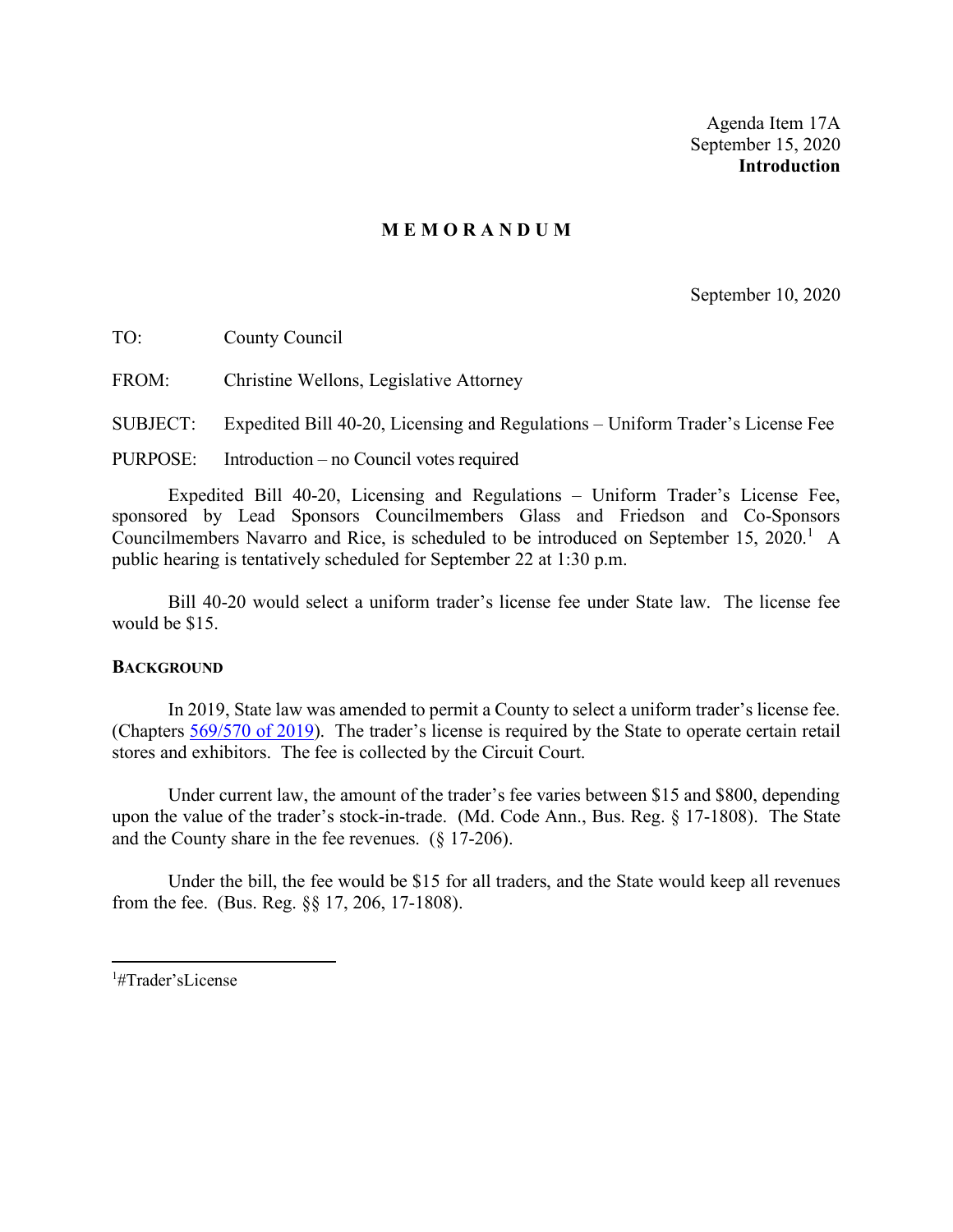Agenda Item 17A
September 15, 2020
**Introduction**

## M E M O R A N D U M

September 10, 2020

TO: County Council

FROM: Christine Wellons, Legislative Attorney

SUBJECT: Expedited Bill 40-20, Licensing and Regulations – Uniform Trader's License Fee

PURPOSE: Introduction – no Council votes required

Expedited Bill 40-20, Licensing and Regulations – Uniform Trader's License Fee, sponsored by Lead Sponsors Councilmembers Glass and Friedson and Co-Sponsors Councilmembers Navarro and Rice, is scheduled to be introduced on September 15, 2020.[1] A public hearing is tentatively scheduled for September 22 at 1:30 p.m.

Bill 40-20 would select a uniform trader's license fee under State law. The license fee would be $15.

### BACKGROUND

In 2019, State law was amended to permit a County to select a uniform trader's license fee. (Chapters 569/570 of 2019). The trader's license is required by the State to operate certain retail stores and exhibitors. The fee is collected by the Circuit Court.

Under current law, the amount of the trader's fee varies between $15 and $800, depending upon the value of the trader's stock-in-trade. (Md. Code Ann., Bus. Reg. § 17-1808). The State and the County share in the fee revenues. (§ 17-206).

Under the bill, the fee would be $15 for all traders, and the State would keep all revenues from the fee. (Bus. Reg. §§ 17, 206, 17-1808).

[1]#Trader'sLicense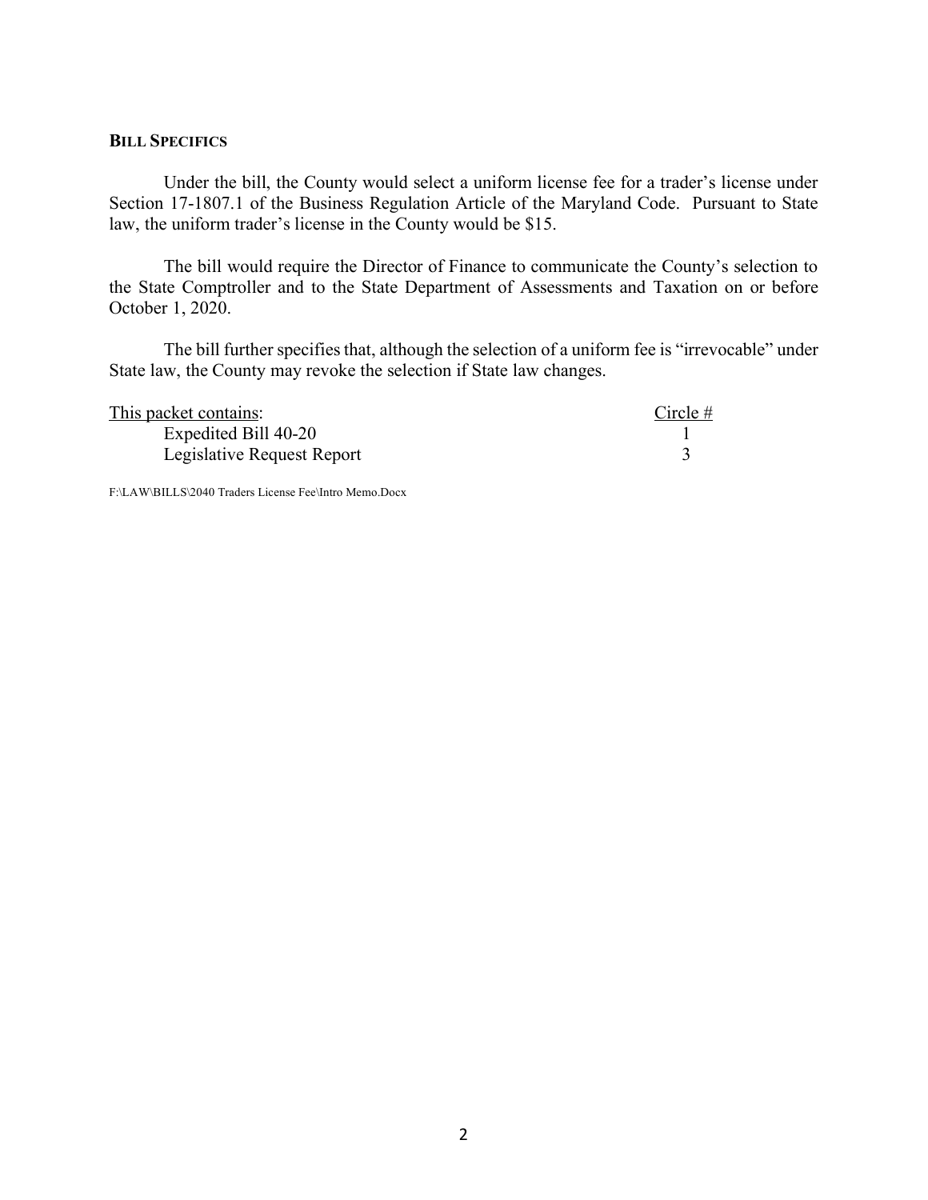### Bill Specifics

Under the bill, the County would select a uniform license fee for a trader's license under Section 17-1807.1 of the Business Regulation Article of the Maryland Code. Pursuant to State law, the uniform trader's license in the County would be $15.

The bill would require the Director of Finance to communicate the County's selection to the State Comptroller and to the State Department of Assessments and Taxation on or before October 1, 2020.

The bill further specifies that, although the selection of a uniform fee is "irrevocable" under State law, the County may revoke the selection if State law changes.

| This packet contains: | Circle # |
|---|---|
| Expedited Bill 40-20 | 1 |
| Legislative Request Report | 3 |

F:\LAW\BILLS\2040 Traders License Fee\Intro Memo.Docx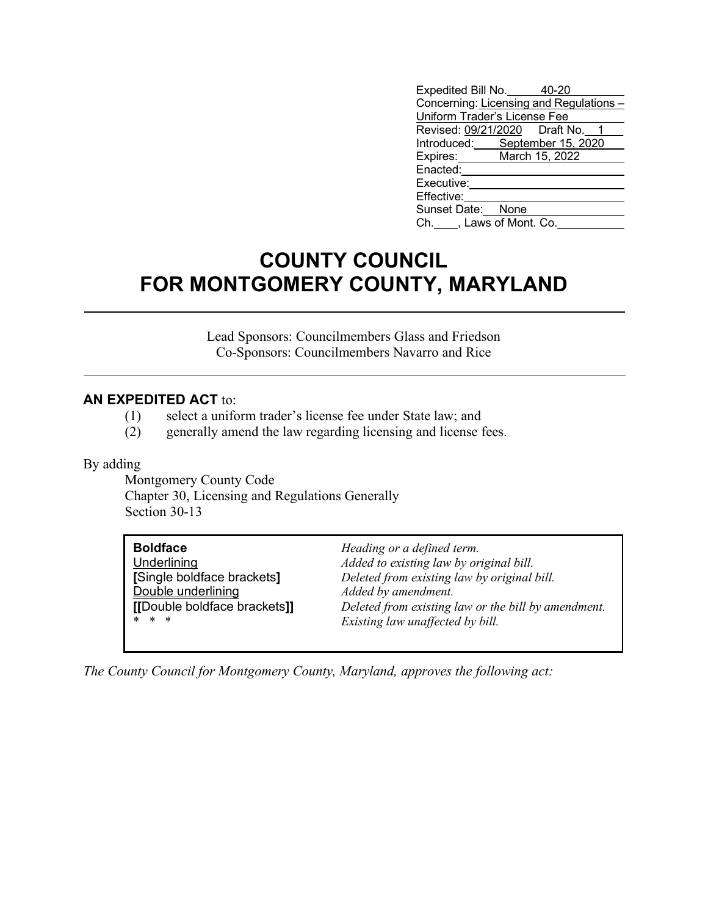| | |
|---|---|
| Expedited Bill No. | 40-20 |
| Concerning: | Licensing and Regulations – Uniform Trader's License Fee |
| Revised: | 09/21/2020 Draft No. 1 |
| Introduced: | September 15, 2020 |
| Expires: | March 15, 2022 |
| Enacted: | |
| Executive: | |
| Effective: | |
| Sunset Date: | None |
| Ch. ___, Laws of Mont. Co. | |

# COUNTY COUNCIL FOR MONTGOMERY COUNTY, MARYLAND

Lead Sponsors: Councilmembers Glass and Friedson
Co-Sponsors: Councilmembers Navarro and Rice

---

**AN EXPEDITED ACT** to:

(1) select a uniform trader's license fee under State law; and
(2) generally amend the law regarding licensing and license fees.

By adding
Montgomery County Code
Chapter 30, Licensing and Regulations Generally
Section 30-13

| | |
|---|---|
| **Boldface** | *Heading or a defined term.* |
| Underlining | *Added to existing law by original bill.* |
| **[**Single boldface brackets**]** | *Deleted from existing law by original bill.* |
| Double underlining | *Added by amendment.* |
| **[[**Double boldface brackets**]]** | *Deleted from existing law or the bill by amendment.* |
| \* \* \* | *Existing law unaffected by bill.* |

*The County Council for Montgomery County, Maryland, approves the following act:*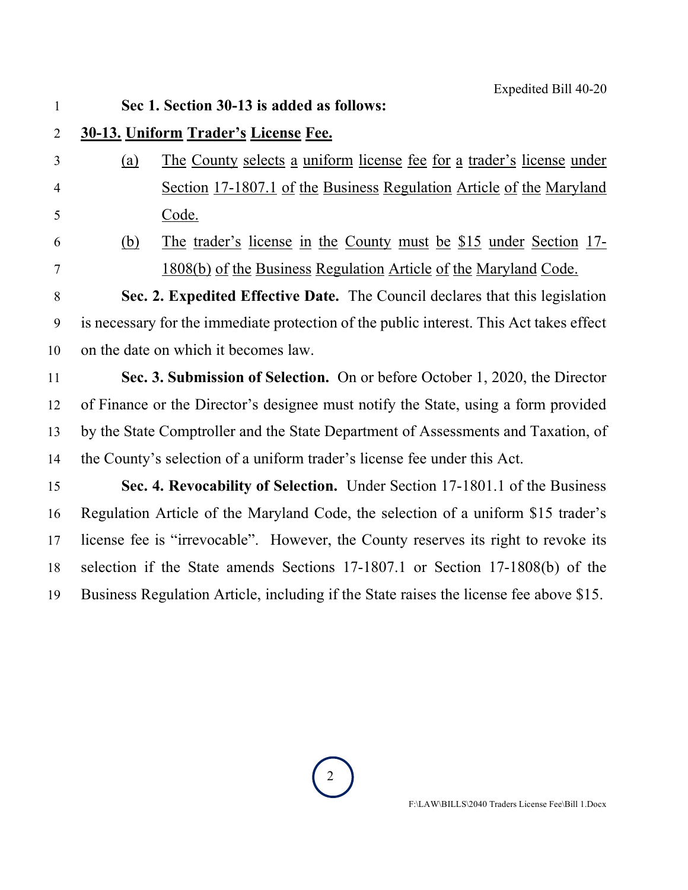**Sec 1. Section 30-13 is added as follows:**

**30-13. Uniform Trader's License Fee.**

(a) The County selects a uniform license fee for a trader's license under Section 17-1807.1 of the Business Regulation Article of the Maryland Code.

(b) The trader's license in the County must be $15 under Section 17-1808(b) of the Business Regulation Article of the Maryland Code.

**Sec. 2. Expedited Effective Date.** The Council declares that this legislation is necessary for the immediate protection of the public interest. This Act takes effect on the date on which it becomes law.

**Sec. 3. Submission of Selection.** On or before October 1, 2020, the Director of Finance or the Director's designee must notify the State, using a form provided by the State Comptroller and the State Department of Assessments and Taxation, of the County's selection of a uniform trader's license fee under this Act.

**Sec. 4. Revocability of Selection.** Under Section 17-1801.1 of the Business Regulation Article of the Maryland Code, the selection of a uniform $15 trader's license fee is "irrevocable". However, the County reserves its right to revoke its selection if the State amends Sections 17-1807.1 or Section 17-1808(b) of the Business Regulation Article, including if the State raises the license fee above $15.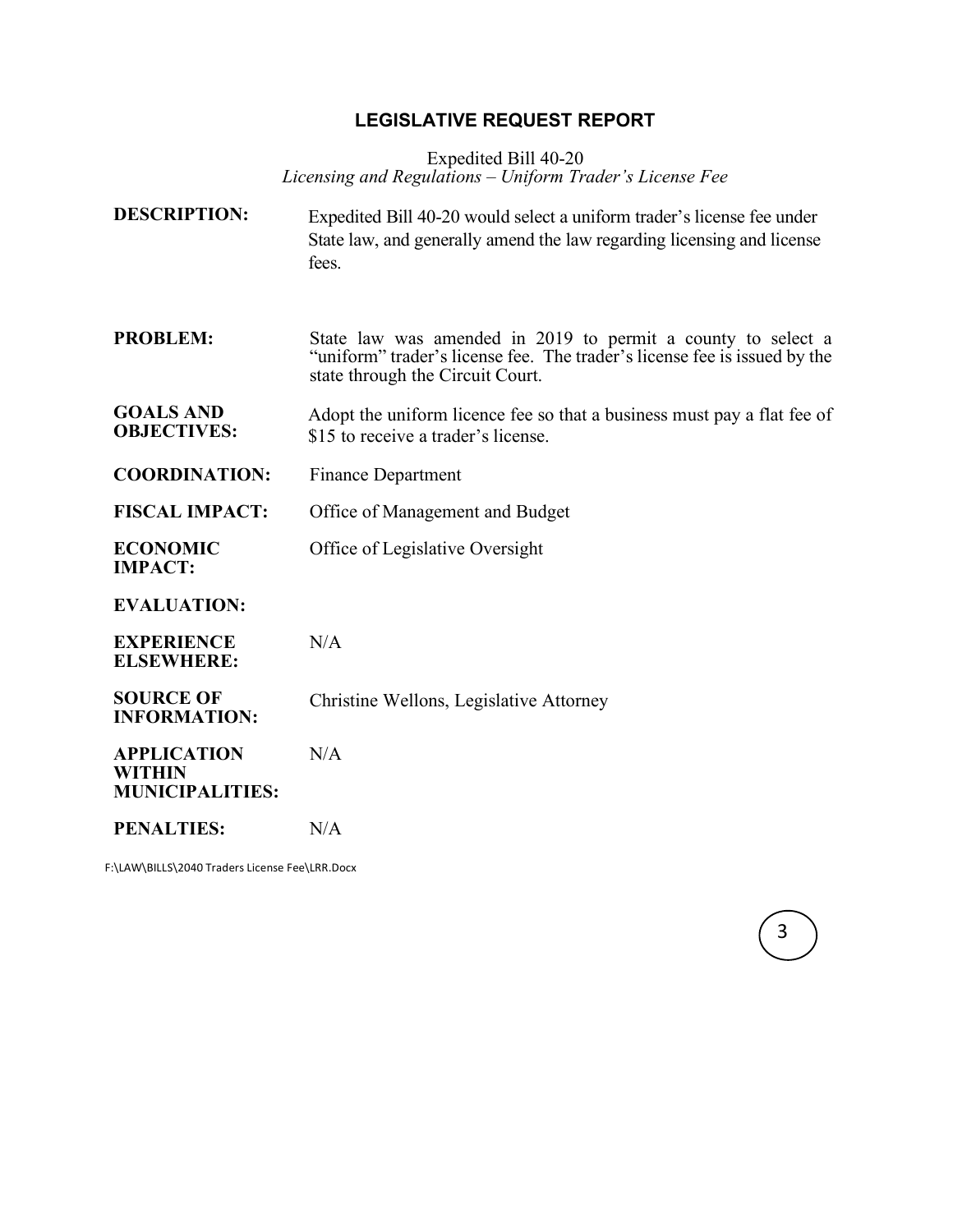## LEGISLATIVE REQUEST REPORT

Expedited Bill 40-20
*Licensing and Regulations – Uniform Trader's License Fee*

**DESCRIPTION:** Expedited Bill 40-20 would select a uniform trader's license fee under State law, and generally amend the law regarding licensing and license fees.

**PROBLEM:** State law was amended in 2019 to permit a county to select a "uniform" trader's license fee. The trader's license fee is issued by the state through the Circuit Court.

**GOALS AND OBJECTIVES:** Adopt the uniform licence fee so that a business must pay a flat fee of $15 to receive a trader's license.

**COORDINATION:** Finance Department

**FISCAL IMPACT:** Office of Management and Budget

**ECONOMIC IMPACT:** Office of Legislative Oversight

**EVALUATION:**

**EXPERIENCE ELSEWHERE:** N/A

**SOURCE OF INFORMATION:** Christine Wellons, Legislative Attorney

**APPLICATION WITHIN MUNICIPALITIES:** N/A

**PENALTIES:** N/A

F:\LAW\BILLS\2040 Traders License Fee\LRR.Docx